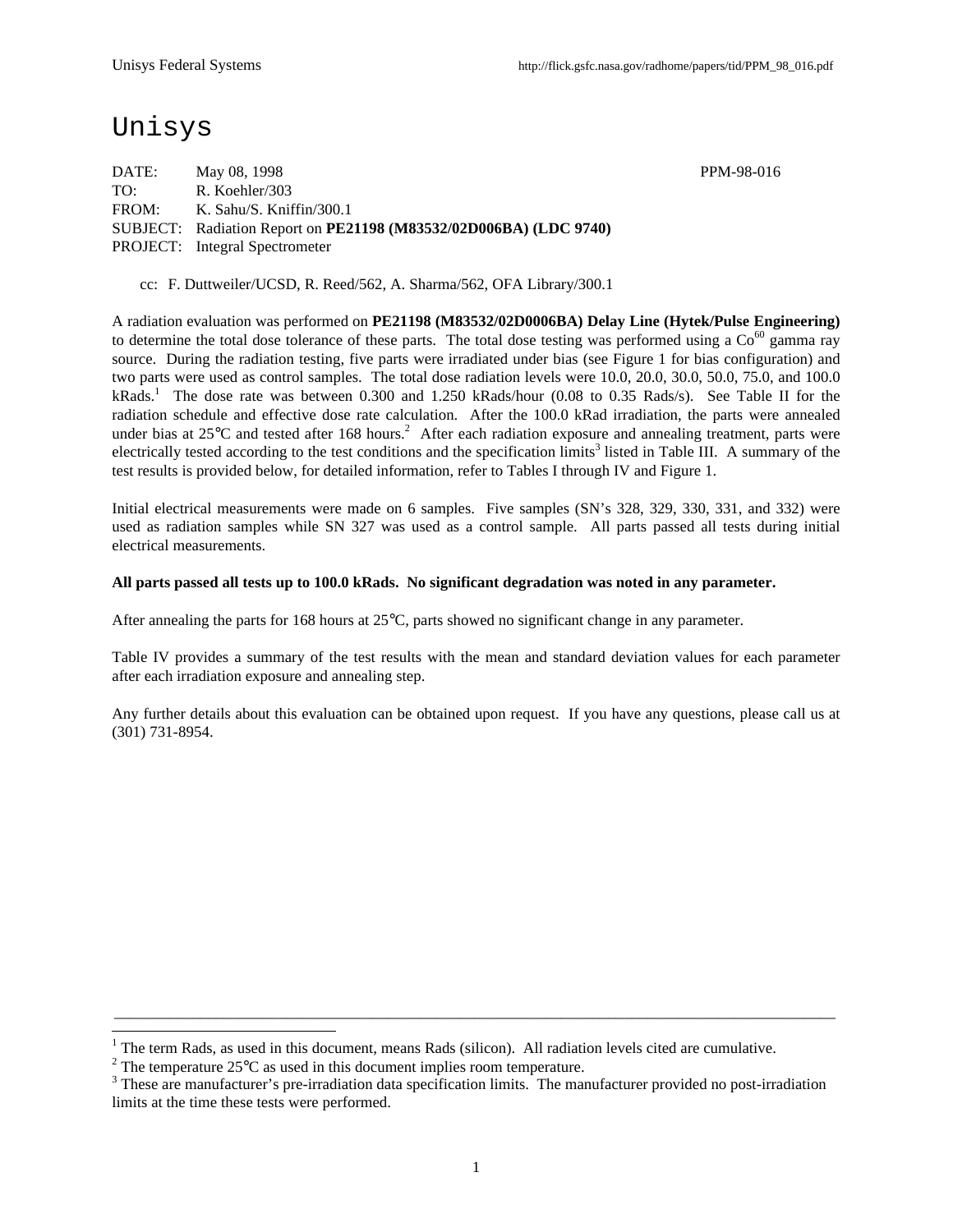# Unisys

DATE: May 08, 1998 PPM-98-016
TO: R. Koehler/303
FROM: K. Sahu/S. Kniffin/300.1
SUBJECT: Radiation Report on **PE21198 (M83532/02D006BA) (LDC 9740)**
PROJECT: Integral Spectrometer

cc: F. Duttweiler/UCSD, R. Reed/562, A. Sharma/562, OFA Library/300.1

A radiation evaluation was performed on **PE21198 (M83532/02D0006BA) Delay Line (Hytek/Pulse Engineering)** to determine the total dose tolerance of these parts. The total dose testing was performed using a $Co^{60}$ gamma ray source. During the radiation testing, five parts were irradiated under bias (see Figure 1 for bias configuration) and two parts were used as control samples. The total dose radiation levels were 10.0, 20.0, 30.0, 50.0, 75.0, and 100.0 kRads.[1] The dose rate was between 0.300 and 1.250 kRads/hour (0.08 to 0.35 Rads/s). See Table II for the radiation schedule and effective dose rate calculation. After the 100.0 kRad irradiation, the parts were annealed under bias at 25°C and tested after 168 hours.[2] After each radiation exposure and annealing treatment, parts were electrically tested according to the test conditions and the specification limits[3] listed in Table III. A summary of the test results is provided below, for detailed information, refer to Tables I through IV and Figure 1.

Initial electrical measurements were made on 6 samples. Five samples (SN's 328, 329, 330, 331, and 332) were used as radiation samples while SN 327 was used as a control sample. All parts passed all tests during initial electrical measurements.

**All parts passed all tests up to 100.0 kRads. No significant degradation was noted in any parameter.**

After annealing the parts for 168 hours at 25°C, parts showed no significant change in any parameter.

Table IV provides a summary of the test results with the mean and standard deviation values for each parameter after each irradiation exposure and annealing step.

Any further details about this evaluation can be obtained upon request. If you have any questions, please call us at (301) 731-8954.

---

[1] The term Rads, as used in this document, means Rads (silicon). All radiation levels cited are cumulative.
[2] The temperature 25°C as used in this document implies room temperature.
[3] These are manufacturer's pre-irradiation data specification limits. The manufacturer provided no post-irradiation limits at the time these tests were performed.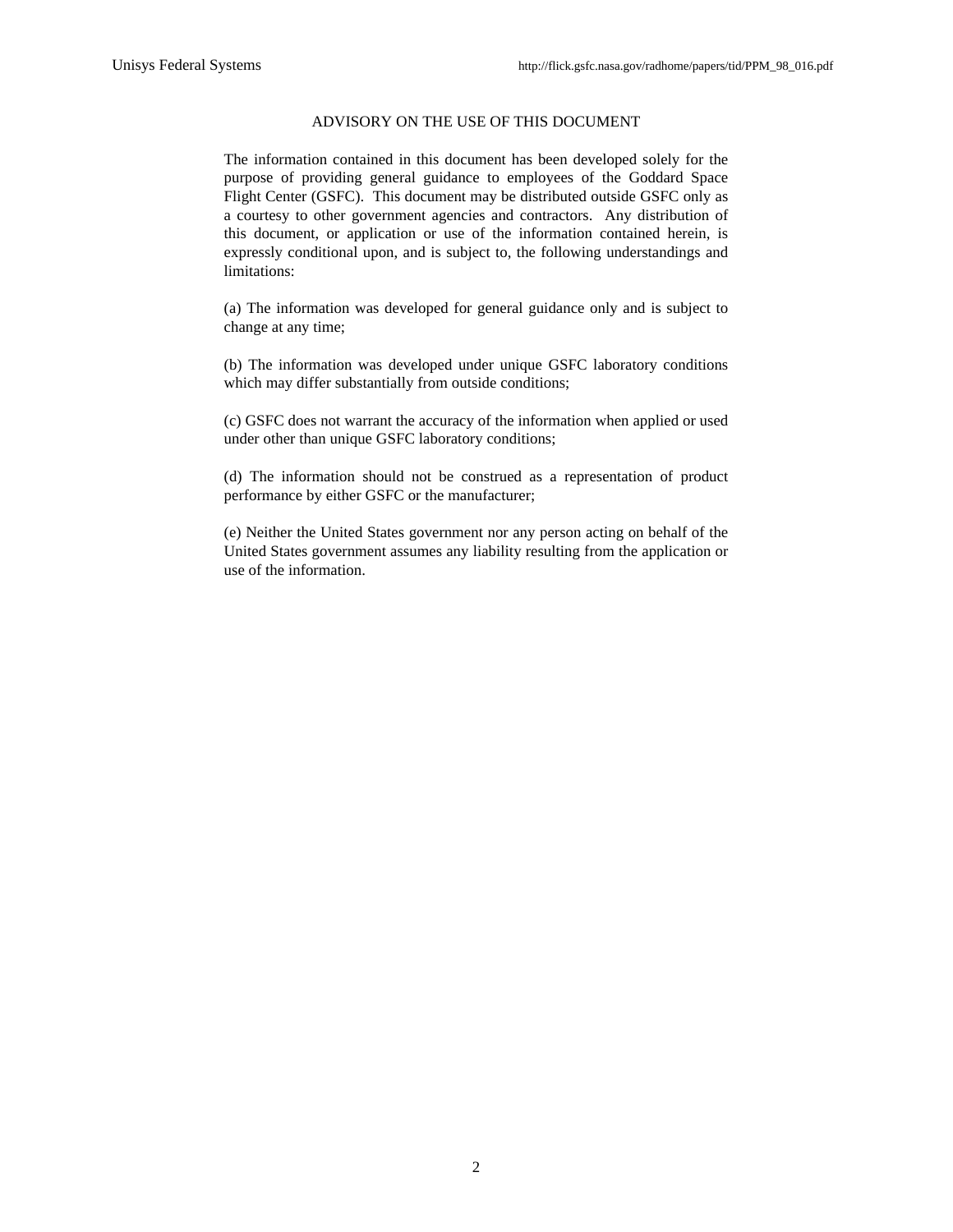## ADVISORY ON THE USE OF THIS DOCUMENT

The information contained in this document has been developed solely for the purpose of providing general guidance to employees of the Goddard Space Flight Center (GSFC). This document may be distributed outside GSFC only as a courtesy to other government agencies and contractors. Any distribution of this document, or application or use of the information contained herein, is expressly conditional upon, and is subject to, the following understandings and limitations:

(a) The information was developed for general guidance only and is subject to change at any time;

(b) The information was developed under unique GSFC laboratory conditions which may differ substantially from outside conditions;

(c) GSFC does not warrant the accuracy of the information when applied or used under other than unique GSFC laboratory conditions;

(d) The information should not be construed as a representation of product performance by either GSFC or the manufacturer;

(e) Neither the United States government nor any person acting on behalf of the United States government assumes any liability resulting from the application or use of the information.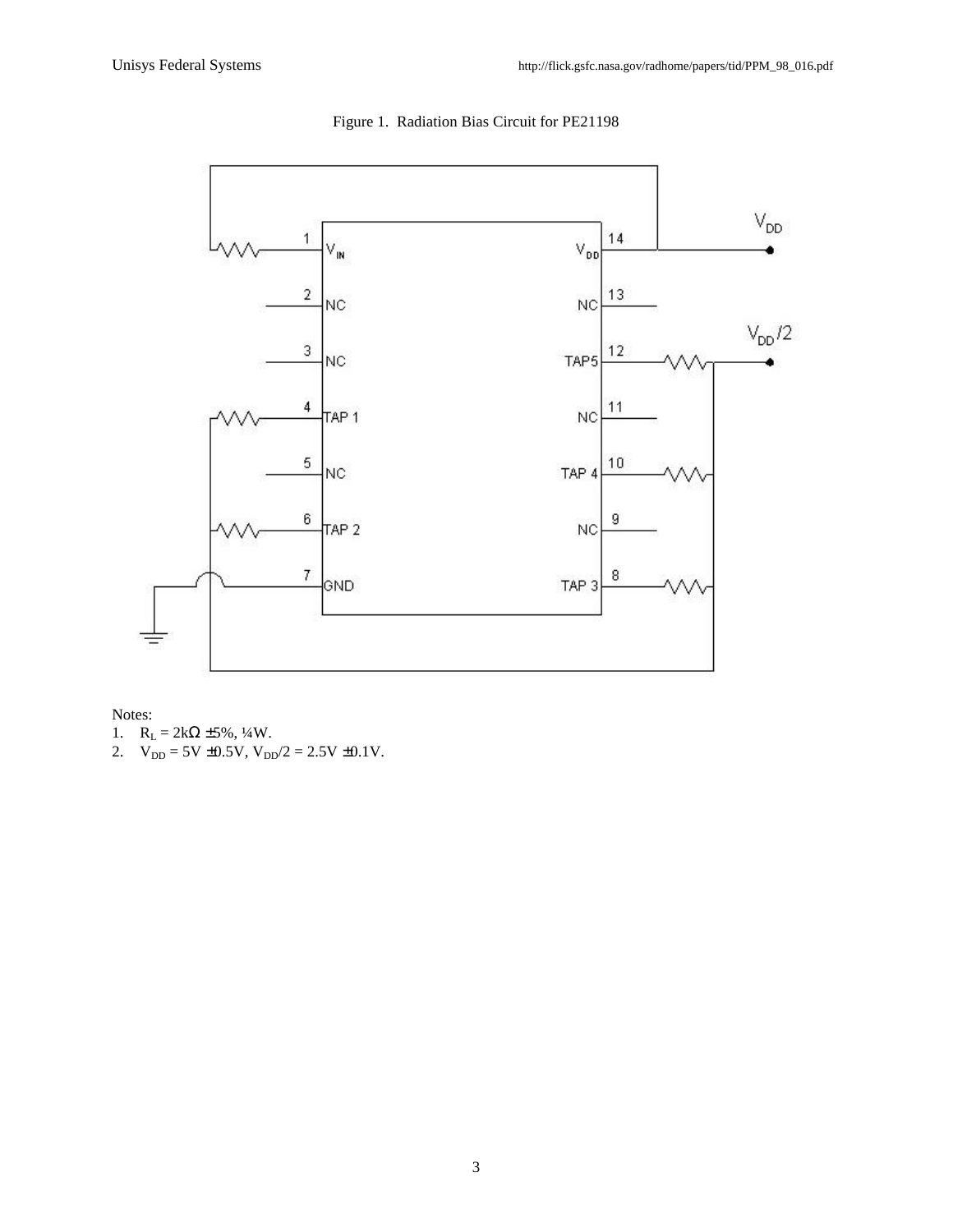Figure 1. Radiation Bias Circuit for PE21198

Notes:

1. $R_L$ = 2kΩ ±5%, ¼W.
2. $V_{DD}$ = 5V ±0.5V, $V_{DD}/2$ = 2.5V ±0.1V.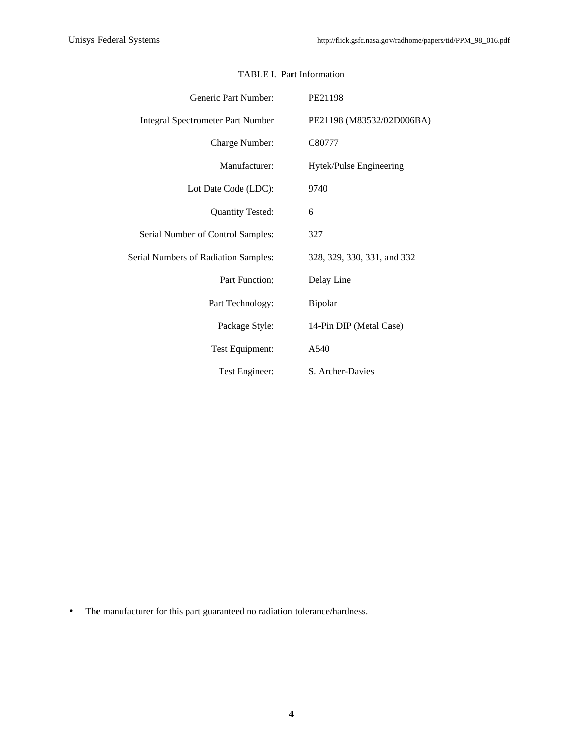TABLE I. Part Information

| | |
|---|---|
| Generic Part Number: | PE21198 |
| Integral Spectrometer Part Number | PE21198 (M83532/02D006BA) |
| Charge Number: | C80777 |
| Manufacturer: | Hytek/Pulse Engineering |
| Lot Date Code (LDC): | 9740 |
| Quantity Tested: | 6 |
| Serial Number of Control Samples: | 327 |
| Serial Numbers of Radiation Samples: | 328, 329, 330, 331, and 332 |
| Part Function: | Delay Line |
| Part Technology: | Bipolar |
| Package Style: | 14-Pin DIP (Metal Case) |
| Test Equipment: | A540 |
| Test Engineer: | S. Archer-Davies |

- The manufacturer for this part guaranteed no radiation tolerance/hardness.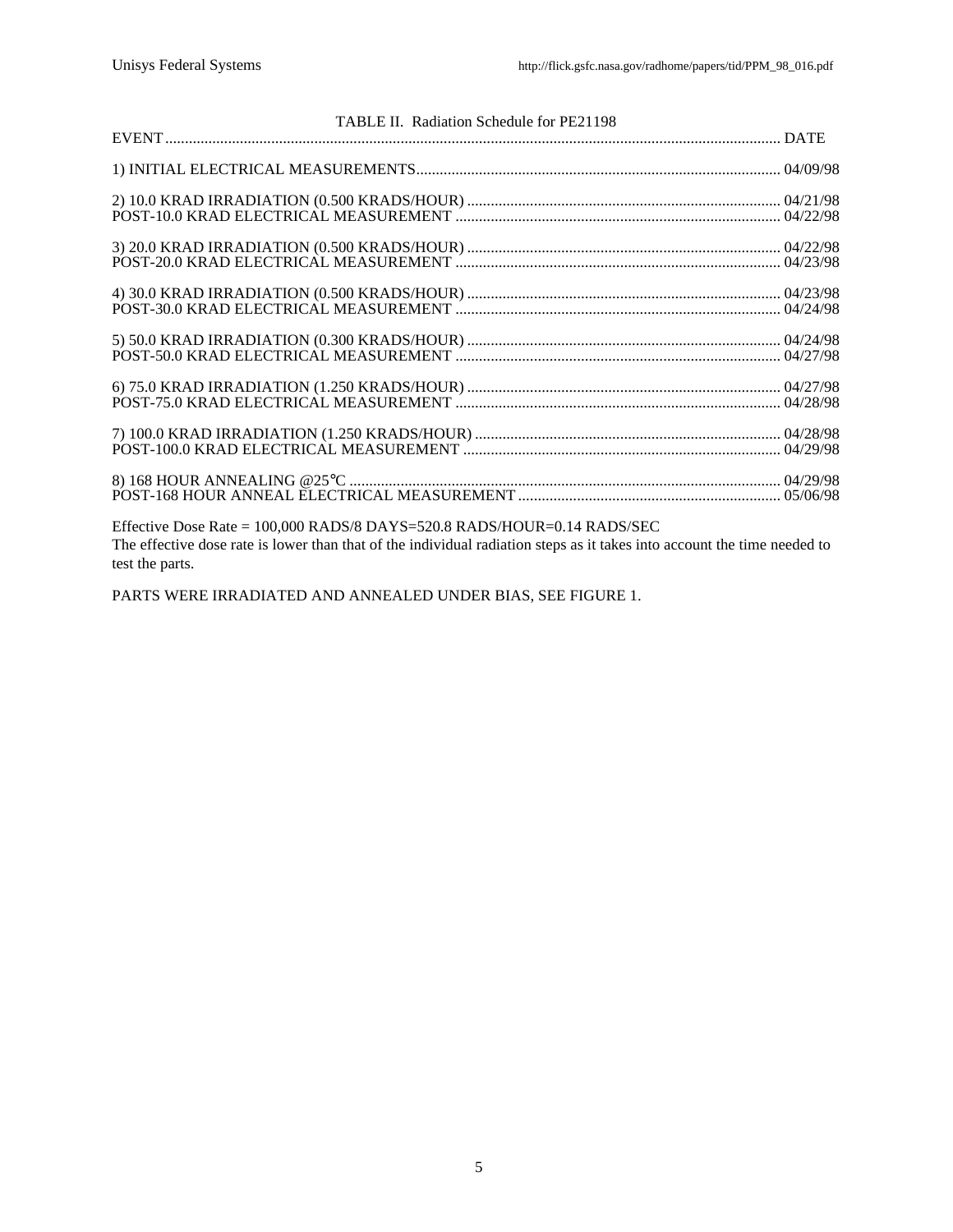TABLE II. Radiation Schedule for PE21198

| EVENT | DATE |
|---|---|
| 1) INITIAL ELECTRICAL MEASUREMENTS | 04/09/98 |
| 2) 10.0 KRAD IRRADIATION (0.500 KRADS/HOUR) | 04/21/98 |
| POST-10.0 KRAD ELECTRICAL MEASUREMENT | 04/22/98 |
| 3) 20.0 KRAD IRRADIATION (0.500 KRADS/HOUR) | 04/22/98 |
| POST-20.0 KRAD ELECTRICAL MEASUREMENT | 04/23/98 |
| 4) 30.0 KRAD IRRADIATION (0.500 KRADS/HOUR) | 04/23/98 |
| POST-30.0 KRAD ELECTRICAL MEASUREMENT | 04/24/98 |
| 5) 50.0 KRAD IRRADIATION (0.300 KRADS/HOUR) | 04/24/98 |
| POST-50.0 KRAD ELECTRICAL MEASUREMENT | 04/27/98 |
| 6) 75.0 KRAD IRRADIATION (1.250 KRADS/HOUR) | 04/27/98 |
| POST-75.0 KRAD ELECTRICAL MEASUREMENT | 04/28/98 |
| 7) 100.0 KRAD IRRADIATION (1.250 KRADS/HOUR) | 04/28/98 |
| POST-100.0 KRAD ELECTRICAL MEASUREMENT | 04/29/98 |
| 8) 168 HOUR ANNEALING @25°C | 04/29/98 |
| POST-168 HOUR ANNEAL ELECTRICAL MEASUREMENT | 05/06/98 |

Effective Dose Rate = 100,000 RADS/8 DAYS=520.8 RADS/HOUR=0.14 RADS/SEC
The effective dose rate is lower than that of the individual radiation steps as it takes into account the time needed to test the parts.

PARTS WERE IRRADIATED AND ANNEALED UNDER BIAS, SEE FIGURE 1.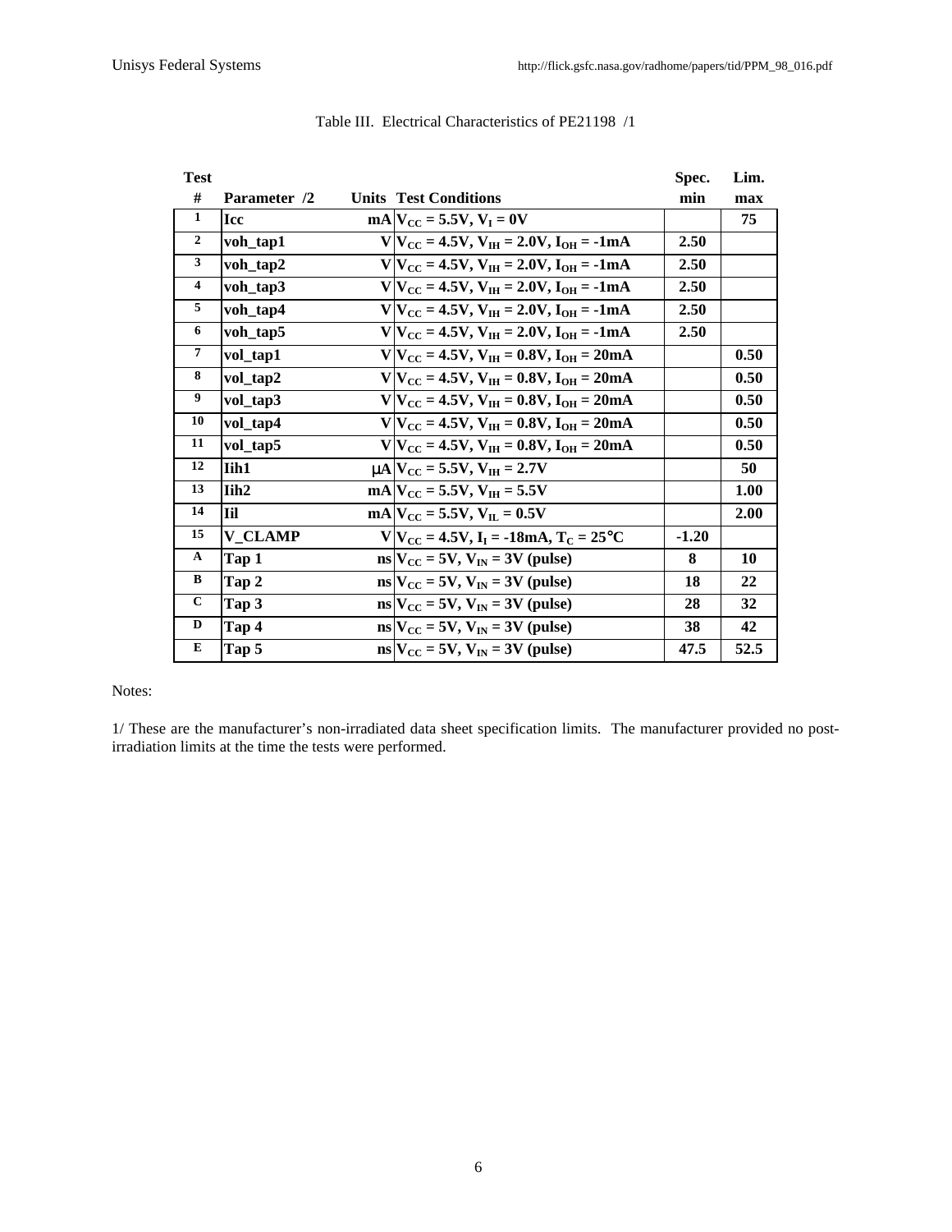Table III. Electrical Characteristics of PE21198 /1

| Test # | Parameter /2 | Units | Test Conditions | Spec. min | Lim. max |
|---|---|---|---|---|---|
| 1 | Icc | mA | $V_{CC}$ = 5.5V, $V_I$ = 0V | | 75 |
| 2 | voh_tap1 | V | $V_{CC}$ = 4.5V, $V_{IH}$ = 2.0V, $I_{OH}$ = -1mA | 2.50 | |
| 3 | voh_tap2 | V | $V_{CC}$ = 4.5V, $V_{IH}$ = 2.0V, $I_{OH}$ = -1mA | 2.50 | |
| 4 | voh_tap3 | V | $V_{CC}$ = 4.5V, $V_{IH}$ = 2.0V, $I_{OH}$ = -1mA | 2.50 | |
| 5 | voh_tap4 | V | $V_{CC}$ = 4.5V, $V_{IH}$ = 2.0V, $I_{OH}$ = -1mA | 2.50 | |
| 6 | voh_tap5 | V | $V_{CC}$ = 4.5V, $V_{IH}$ = 2.0V, $I_{OH}$ = -1mA | 2.50 | |
| 7 | vol_tap1 | V | $V_{CC}$ = 4.5V, $V_{IH}$ = 0.8V, $I_{OH}$ = 20mA | | 0.50 |
| 8 | vol_tap2 | V | $V_{CC}$ = 4.5V, $V_{IH}$ = 0.8V, $I_{OH}$ = 20mA | | 0.50 |
| 9 | vol_tap3 | V | $V_{CC}$ = 4.5V, $V_{IH}$ = 0.8V, $I_{OH}$ = 20mA | | 0.50 |
| 10 | vol_tap4 | V | $V_{CC}$ = 4.5V, $V_{IH}$ = 0.8V, $I_{OH}$ = 20mA | | 0.50 |
| 11 | vol_tap5 | V | $V_{CC}$ = 4.5V, $V_{IH}$ = 0.8V, $I_{OH}$ = 20mA | | 0.50 |
| 12 | Iih1 | μA | $V_{CC}$ = 5.5V, $V_{IH}$ = 2.7V | | 50 |
| 13 | Iih2 | mA | $V_{CC}$ = 5.5V, $V_{IH}$ = 5.5V | | 1.00 |
| 14 | Iil | mA | $V_{CC}$ = 5.5V, $V_{IL}$ = 0.5V | | 2.00 |
| 15 | V_CLAMP | V | $V_{CC}$ = 4.5V, $I_I$ = -18mA, $T_C$ = 25°C | -1.20 | |
| A | Tap 1 | ns | $V_{CC}$ = 5V, $V_{IN}$ = 3V (pulse) | 8 | 10 |
| B | Tap 2 | ns | $V_{CC}$ = 5V, $V_{IN}$ = 3V (pulse) | 18 | 22 |
| C | Tap 3 | ns | $V_{CC}$ = 5V, $V_{IN}$ = 3V (pulse) | 28 | 32 |
| D | Tap 4 | ns | $V_{CC}$ = 5V, $V_{IN}$ = 3V (pulse) | 38 | 42 |
| E | Tap 5 | ns | $V_{CC}$ = 5V, $V_{IN}$ = 3V (pulse) | 47.5 | 52.5 |

Notes:

1/ These are the manufacturer's non-irradiated data sheet specification limits. The manufacturer provided no post-irradiation limits at the time the tests were performed.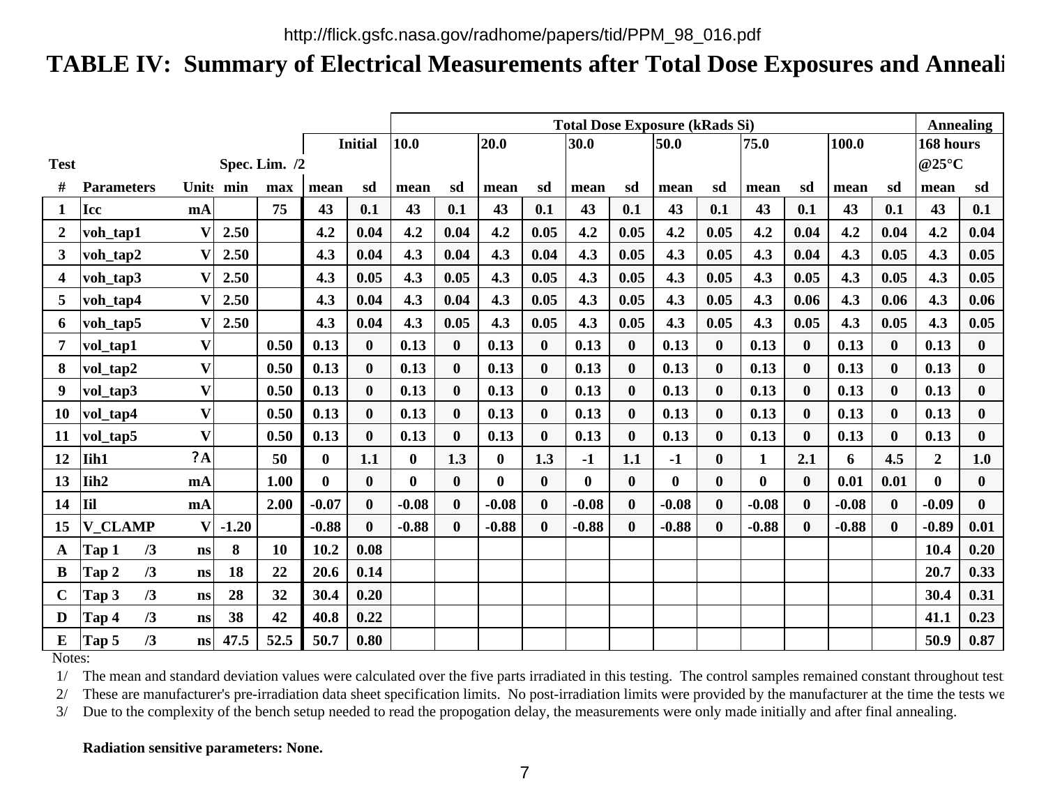http://flick.gsfc.nasa.gov/radhome/papers/tid/PPM_98_016.pdf

# TABLE IV: Summary of Electrical Measurements after Total Dose Exposures and Anneali

| Test # | Parameters | Units | Spec. Lim. /2 min | Spec. Lim. /2 max | Initial mean | Initial sd | 10.0 mean | 10.0 sd | 20.0 mean | 20.0 sd | 30.0 mean | 30.0 sd | 50.0 mean | 50.0 sd | 75.0 mean | 75.0 sd | 100.0 mean | 100.0 sd | Annealing 168 hours @25°C mean | Annealing 168 hours @25°C sd |
|---|---|---|---|---|---|---|---|---|---|---|---|---|---|---|---|---|---|---|---|---|
| | | | | | | | Total Dose Exposure (kRads Si) | | | | | | | | | | | | | |
| 1 | Icc | mA | | 75 | 43 | 0.1 | 43 | 0.1 | 43 | 0.1 | 43 | 0.1 | 43 | 0.1 | 43 | 0.1 | 43 | 0.1 | 43 | 0.1 |
| 2 | voh_tap1 | V | 2.50 | | 4.2 | 0.04 | 4.2 | 0.04 | 4.2 | 0.05 | 4.2 | 0.05 | 4.2 | 0.05 | 4.2 | 0.04 | 4.2 | 0.04 | 4.2 | 0.04 |
| 3 | voh_tap2 | V | 2.50 | | 4.3 | 0.04 | 4.3 | 0.04 | 4.3 | 0.04 | 4.3 | 0.05 | 4.3 | 0.05 | 4.3 | 0.04 | 4.3 | 0.05 | 4.3 | 0.05 |
| 4 | voh_tap3 | V | 2.50 | | 4.3 | 0.05 | 4.3 | 0.05 | 4.3 | 0.05 | 4.3 | 0.05 | 4.3 | 0.05 | 4.3 | 0.05 | 4.3 | 0.05 | 4.3 | 0.05 |
| 5 | voh_tap4 | V | 2.50 | | 4.3 | 0.04 | 4.3 | 0.04 | 4.3 | 0.05 | 4.3 | 0.05 | 4.3 | 0.05 | 4.3 | 0.06 | 4.3 | 0.06 | 4.3 | 0.06 |
| 6 | voh_tap5 | V | 2.50 | | 4.3 | 0.04 | 4.3 | 0.05 | 4.3 | 0.05 | 4.3 | 0.05 | 4.3 | 0.05 | 4.3 | 0.05 | 4.3 | 0.05 | 4.3 | 0.05 |
| 7 | vol_tap1 | V | | 0.50 | 0.13 | 0 | 0.13 | 0 | 0.13 | 0 | 0.13 | 0 | 0.13 | 0 | 0.13 | 0 | 0.13 | 0 | 0.13 | 0 |
| 8 | vol_tap2 | V | | 0.50 | 0.13 | 0 | 0.13 | 0 | 0.13 | 0 | 0.13 | 0 | 0.13 | 0 | 0.13 | 0 | 0.13 | 0 | 0.13 | 0 |
| 9 | vol_tap3 | V | | 0.50 | 0.13 | 0 | 0.13 | 0 | 0.13 | 0 | 0.13 | 0 | 0.13 | 0 | 0.13 | 0 | 0.13 | 0 | 0.13 | 0 |
| 10 | vol_tap4 | V | | 0.50 | 0.13 | 0 | 0.13 | 0 | 0.13 | 0 | 0.13 | 0 | 0.13 | 0 | 0.13 | 0 | 0.13 | 0 | 0.13 | 0 |
| 11 | vol_tap5 | V | | 0.50 | 0.13 | 0 | 0.13 | 0 | 0.13 | 0 | 0.13 | 0 | 0.13 | 0 | 0.13 | 0 | 0.13 | 0 | 0.13 | 0 |
| 12 | Iih1 | ?A | | 50 | 0 | 1.1 | 0 | 1.3 | 0 | 1.3 | -1 | 1.1 | -1 | 0 | 1 | 2.1 | 6 | 4.5 | 2 | 1.0 |
| 13 | Iih2 | mA | | 1.00 | 0 | 0 | 0 | 0 | 0 | 0 | 0 | 0 | 0 | 0 | 0 | 0 | 0.01 | 0.01 | 0 | 0 |
| 14 | Iil | mA | | 2.00 | -0.07 | 0 | -0.08 | 0 | -0.08 | 0 | -0.08 | 0 | -0.08 | 0 | -0.08 | 0 | -0.08 | 0 | -0.09 | 0 |
| 15 | V_CLAMP | V | -1.20 | | -0.88 | 0 | -0.88 | 0 | -0.88 | 0 | -0.88 | 0 | -0.88 | 0 | -0.88 | 0 | -0.88 | 0 | -0.89 | 0.01 |
| A | Tap 1 /3 | ns | 8 | 10 | 10.2 | 0.08 | | | | | | | | | | | | | 10.4 | 0.20 |
| B | Tap 2 /3 | ns | 18 | 22 | 20.6 | 0.14 | | | | | | | | | | | | | 20.7 | 0.33 |
| C | Tap 3 /3 | ns | 28 | 32 | 30.4 | 0.20 | | | | | | | | | | | | | 30.4 | 0.31 |
| D | Tap 4 /3 | ns | 38 | 42 | 40.8 | 0.22 | | | | | | | | | | | | | 41.1 | 0.23 |
| E | Tap 5 /3 | ns | 47.5 | 52.5 | 50.7 | 0.80 | | | | | | | | | | | | | 50.9 | 0.87 |

Notes:

1/ The mean and standard deviation values were calculated over the five parts irradiated in this testing. The control samples remained constant throughout test

2/ These are manufacturer's pre-irradiation data sheet specification limits. No post-irradiation limits were provided by the manufacturer at the time the tests we

3/ Due to the complexity of the bench setup needed to read the propogation delay, the measurements were only made initially and after final annealing.

**Radiation sensitive parameters: None.**